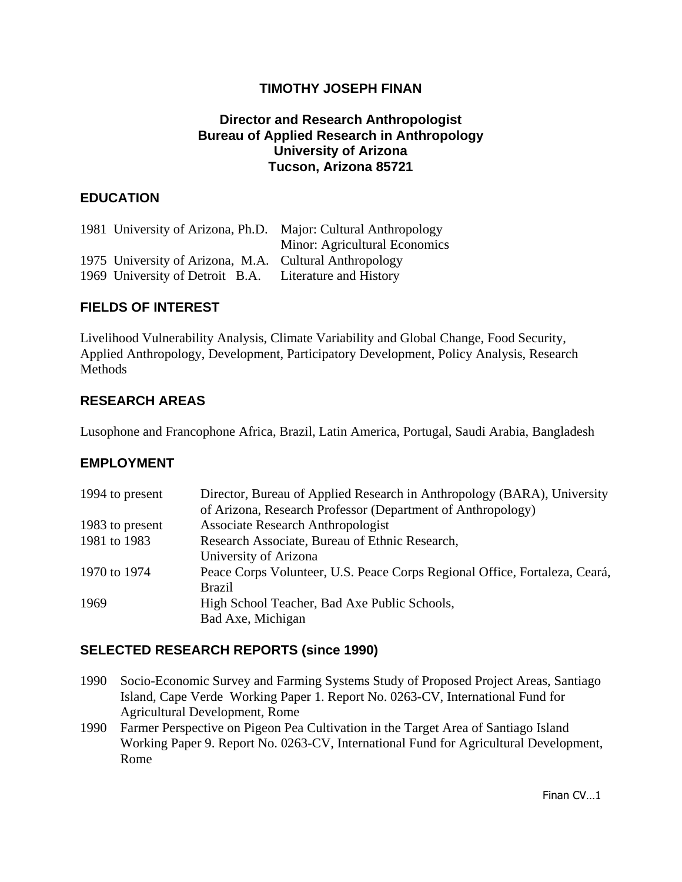# TIMOTHY JOSEPH FINAN

## Director and Research Anthropologist
## Bureau of Applied Research in Anthropology
## University of Arizona
## Tucson, Arizona 85721

## EDUCATION

| | | |
|---|---|---|
| 1981 | University of Arizona, Ph.D. | Major: Cultural Anthropology<br>Minor: Agricultural Economics |
| 1975 | University of Arizona, M.A. | Cultural Anthropology |
| 1969 | University of Detroit B.A. | Literature and History |

## FIELDS OF INTEREST

Livelihood Vulnerability Analysis, Climate Variability and Global Change, Food Security, Applied Anthropology, Development, Participatory Development, Policy Analysis, Research Methods

## RESEARCH AREAS

Lusophone and Francophone Africa, Brazil, Latin America, Portugal, Saudi Arabia, Bangladesh

## EMPLOYMENT

| | |
|---|---|
| 1994 to present | Director, Bureau of Applied Research in Anthropology (BARA), University of Arizona, Research Professor (Department of Anthropology) |
| 1983 to present | Associate Research Anthropologist |
| 1981 to 1983 | Research Associate, Bureau of Ethnic Research, University of Arizona |
| 1970 to 1974 | Peace Corps Volunteer, U.S. Peace Corps Regional Office, Fortaleza, Ceará, Brazil |
| 1969 | High School Teacher, Bad Axe Public Schools, Bad Axe, Michigan |

## SELECTED RESEARCH REPORTS (since 1990)

- 1990 Socio-Economic Survey and Farming Systems Study of Proposed Project Areas, Santiago Island, Cape Verde Working Paper 1. Report No. 0263-CV, International Fund for Agricultural Development, Rome
- 1990 Farmer Perspective on Pigeon Pea Cultivation in the Target Area of Santiago Island Working Paper 9. Report No. 0263-CV, International Fund for Agricultural Development, Rome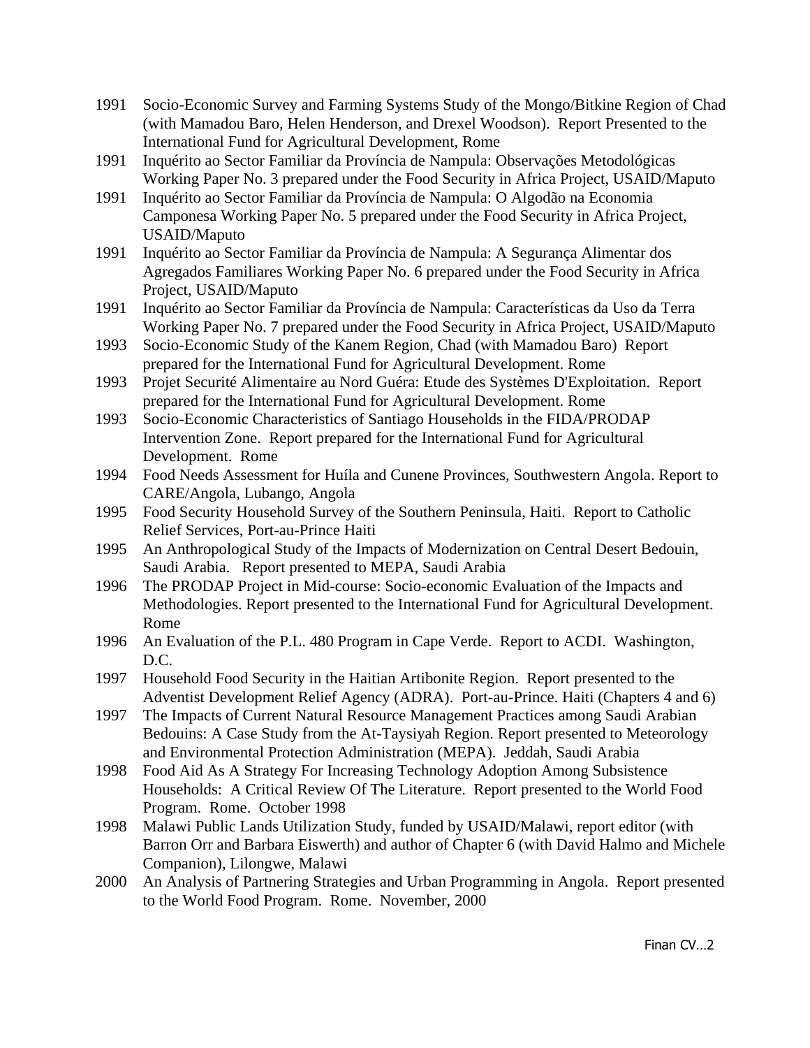1991 Socio-Economic Survey and Farming Systems Study of the Mongo/Bitkine Region of Chad (with Mamadou Baro, Helen Henderson, and Drexel Woodson). Report Presented to the International Fund for Agricultural Development, Rome

1991 Inquérito ao Sector Familiar da Província de Nampula: Observações Metodológicas Working Paper No. 3 prepared under the Food Security in Africa Project, USAID/Maputo

1991 Inquérito ao Sector Familiar da Província de Nampula: O Algodão na Economia Camponesa Working Paper No. 5 prepared under the Food Security in Africa Project, USAID/Maputo

1991 Inquérito ao Sector Familiar da Província de Nampula: A Segurança Alimentar dos Agregados Familiares Working Paper No. 6 prepared under the Food Security in Africa Project, USAID/Maputo

1991 Inquérito ao Sector Familiar da Província de Nampula: Características da Uso da Terra Working Paper No. 7 prepared under the Food Security in Africa Project, USAID/Maputo

1993 Socio-Economic Study of the Kanem Region, Chad (with Mamadou Baro) Report prepared for the International Fund for Agricultural Development. Rome

1993 Projet Securité Alimentaire au Nord Guéra: Etude des Systèmes D'Exploitation. Report prepared for the International Fund for Agricultural Development. Rome

1993 Socio-Economic Characteristics of Santiago Households in the FIDA/PRODAP Intervention Zone. Report prepared for the International Fund for Agricultural Development. Rome

1994 Food Needs Assessment for Huíla and Cunene Provinces, Southwestern Angola. Report to CARE/Angola, Lubango, Angola

1995 Food Security Household Survey of the Southern Peninsula, Haiti. Report to Catholic Relief Services, Port-au-Prince Haiti

1995 An Anthropological Study of the Impacts of Modernization on Central Desert Bedouin, Saudi Arabia. Report presented to MEPA, Saudi Arabia

1996 The PRODAP Project in Mid-course: Socio-economic Evaluation of the Impacts and Methodologies. Report presented to the International Fund for Agricultural Development. Rome

1996 An Evaluation of the P.L. 480 Program in Cape Verde. Report to ACDI. Washington, D.C.

1997 Household Food Security in the Haitian Artibonite Region. Report presented to the Adventist Development Relief Agency (ADRA). Port-au-Prince. Haiti (Chapters 4 and 6)

1997 The Impacts of Current Natural Resource Management Practices among Saudi Arabian Bedouins: A Case Study from the At-Taysiyah Region. Report presented to Meteorology and Environmental Protection Administration (MEPA). Jeddah, Saudi Arabia

1998 Food Aid As A Strategy For Increasing Technology Adoption Among Subsistence Households: A Critical Review Of The Literature. Report presented to the World Food Program. Rome. October 1998

1998 Malawi Public Lands Utilization Study, funded by USAID/Malawi, report editor (with Barron Orr and Barbara Eiswerth) and author of Chapter 6 (with David Halmo and Michele Companion), Lilongwe, Malawi

2000 An Analysis of Partnering Strategies and Urban Programming in Angola. Report presented to the World Food Program. Rome. November, 2000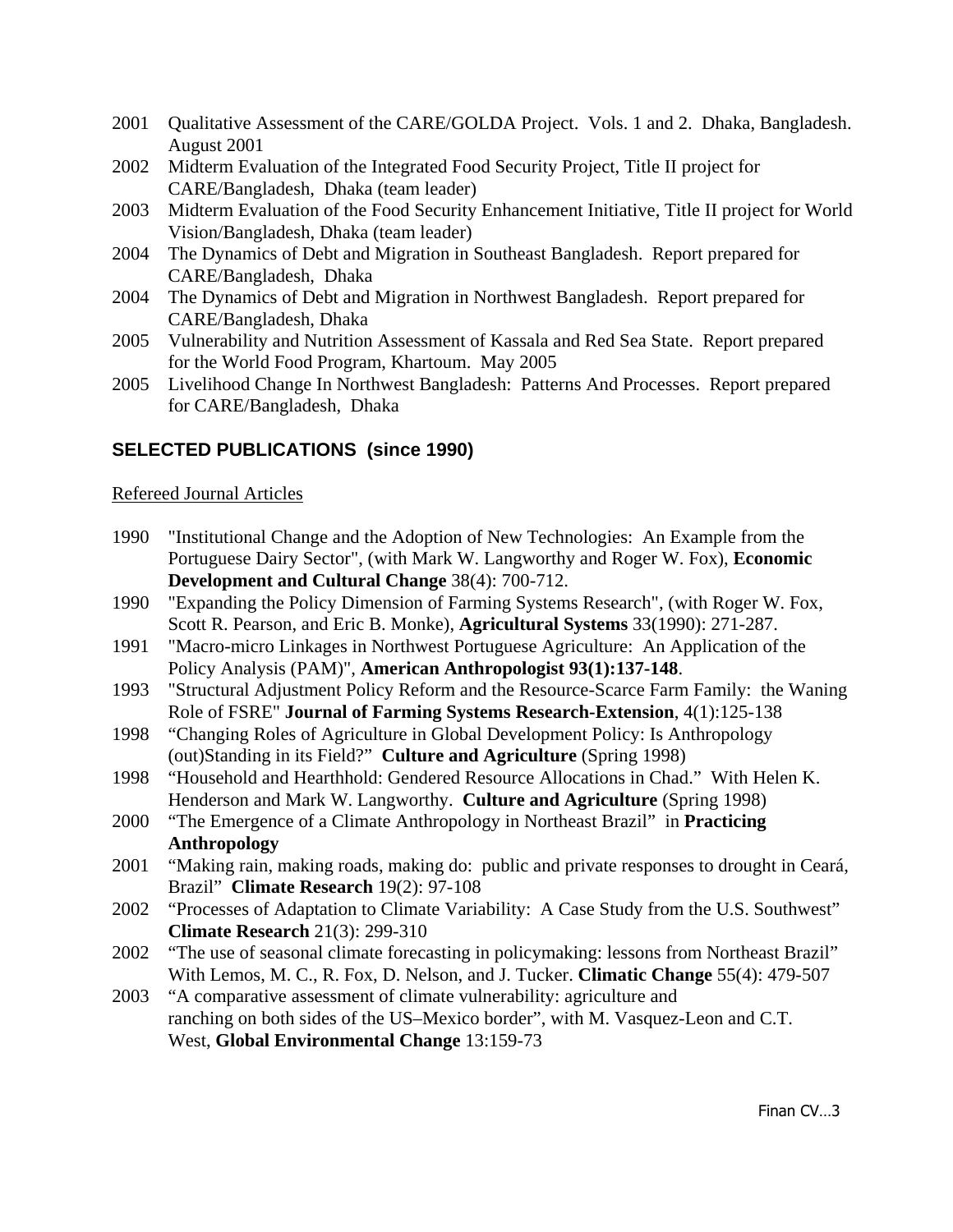2001 Qualitative Assessment of the CARE/GOLDA Project. Vols. 1 and 2. Dhaka, Bangladesh. August 2001

2002 Midterm Evaluation of the Integrated Food Security Project, Title II project for CARE/Bangladesh, Dhaka (team leader)

2003 Midterm Evaluation of the Food Security Enhancement Initiative, Title II project for World Vision/Bangladesh, Dhaka (team leader)

2004 The Dynamics of Debt and Migration in Southeast Bangladesh. Report prepared for CARE/Bangladesh, Dhaka

2004 The Dynamics of Debt and Migration in Northwest Bangladesh. Report prepared for CARE/Bangladesh, Dhaka

2005 Vulnerability and Nutrition Assessment of Kassala and Red Sea State. Report prepared for the World Food Program, Khartoum. May 2005

2005 Livelihood Change In Northwest Bangladesh: Patterns And Processes. Report prepared for CARE/Bangladesh, Dhaka

## SELECTED PUBLICATIONS (since 1990)

Refereed Journal Articles

1990 "Institutional Change and the Adoption of New Technologies: An Example from the Portuguese Dairy Sector", (with Mark W. Langworthy and Roger W. Fox), **Economic Development and Cultural Change** 38(4): 700-712.

1990 "Expanding the Policy Dimension of Farming Systems Research", (with Roger W. Fox, Scott R. Pearson, and Eric B. Monke), **Agricultural Systems** 33(1990): 271-287.

1991 "Macro-micro Linkages in Northwest Portuguese Agriculture: An Application of the Policy Analysis (PAM)", **American Anthropologist 93(1):137-148**.

1993 "Structural Adjustment Policy Reform and the Resource-Scarce Farm Family: the Waning Role of FSRE" **Journal of Farming Systems Research-Extension**, 4(1):125-138

1998 "Changing Roles of Agriculture in Global Development Policy: Is Anthropology (out)Standing in its Field?" **Culture and Agriculture** (Spring 1998)

1998 "Household and Hearthhold: Gendered Resource Allocations in Chad." With Helen K. Henderson and Mark W. Langworthy. **Culture and Agriculture** (Spring 1998)

2000 "The Emergence of a Climate Anthropology in Northeast Brazil" in **Practicing Anthropology**

2001 "Making rain, making roads, making do: public and private responses to drought in Ceará, Brazil" **Climate Research** 19(2): 97-108

2002 "Processes of Adaptation to Climate Variability: A Case Study from the U.S. Southwest" **Climate Research** 21(3): 299-310

2002 "The use of seasonal climate forecasting in policymaking: lessons from Northeast Brazil" With Lemos, M. C., R. Fox, D. Nelson, and J. Tucker. **Climatic Change** 55(4): 479-507

2003 "A comparative assessment of climate vulnerability: agriculture and ranching on both sides of the US–Mexico border", with M. Vasquez-Leon and C.T. West, **Global Environmental Change** 13:159-73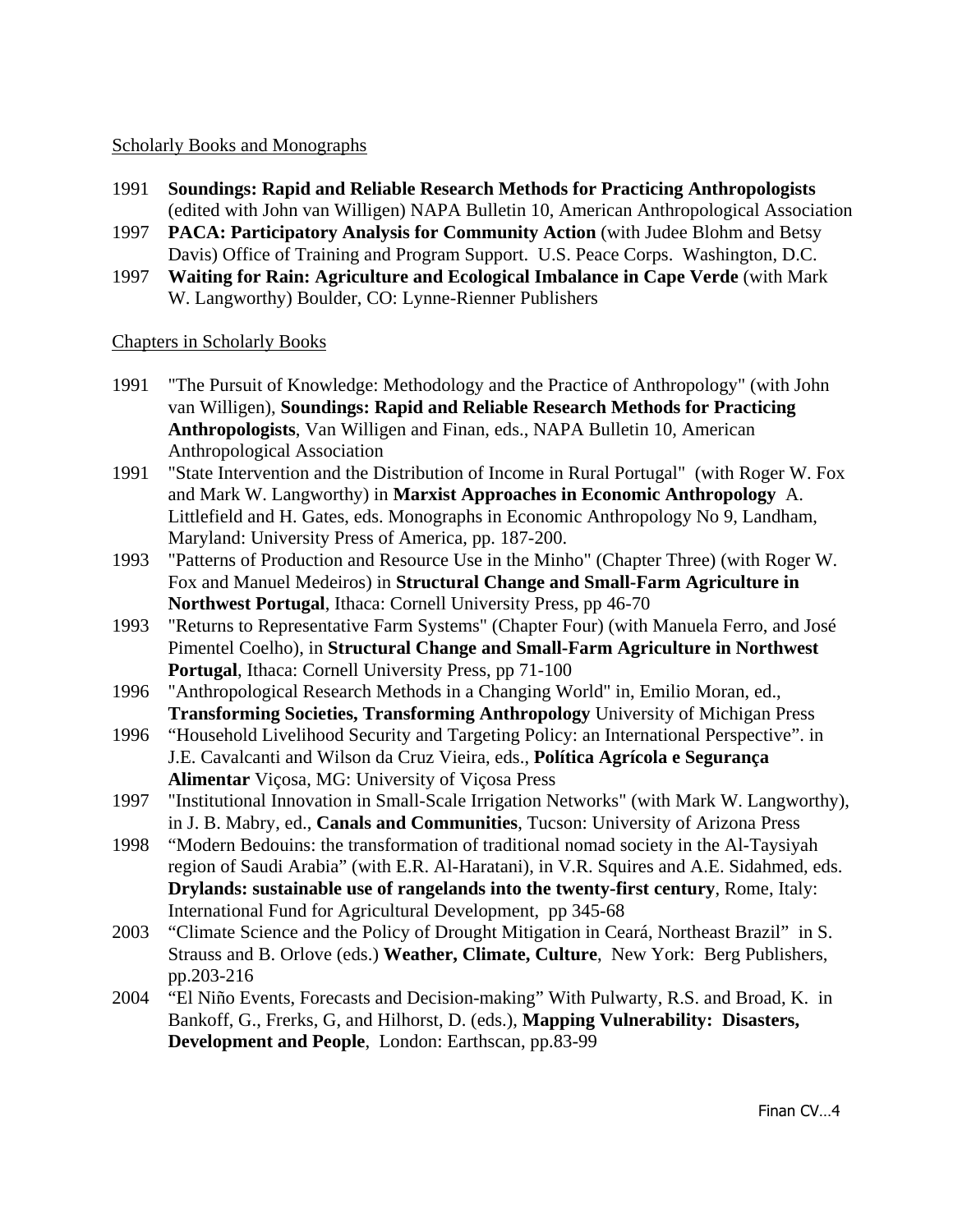Scholarly Books and Monographs

1991 **Soundings: Rapid and Reliable Research Methods for Practicing Anthropologists** (edited with John van Willigen) NAPA Bulletin 10, American Anthropological Association

1997 **PACA: Participatory Analysis for Community Action** (with Judee Blohm and Betsy Davis) Office of Training and Program Support. U.S. Peace Corps. Washington, D.C.

1997 **Waiting for Rain: Agriculture and Ecological Imbalance in Cape Verde** (with Mark W. Langworthy) Boulder, CO: Lynne-Rienner Publishers

Chapters in Scholarly Books

1991 "The Pursuit of Knowledge: Methodology and the Practice of Anthropology" (with John van Willigen), **Soundings: Rapid and Reliable Research Methods for Practicing Anthropologists**, Van Willigen and Finan, eds., NAPA Bulletin 10, American Anthropological Association

1991 "State Intervention and the Distribution of Income in Rural Portugal" (with Roger W. Fox and Mark W. Langworthy) in **Marxist Approaches in Economic Anthropology** A. Littlefield and H. Gates, eds. Monographs in Economic Anthropology No 9, Landham, Maryland: University Press of America, pp. 187-200.

1993 "Patterns of Production and Resource Use in the Minho" (Chapter Three) (with Roger W. Fox and Manuel Medeiros) in **Structural Change and Small-Farm Agriculture in Northwest Portugal**, Ithaca: Cornell University Press, pp 46-70

1993 "Returns to Representative Farm Systems" (Chapter Four) (with Manuela Ferro, and José Pimentel Coelho), in **Structural Change and Small-Farm Agriculture in Northwest Portugal**, Ithaca: Cornell University Press, pp 71-100

1996 "Anthropological Research Methods in a Changing World" in, Emilio Moran, ed., **Transforming Societies, Transforming Anthropology** University of Michigan Press

1996 "Household Livelihood Security and Targeting Policy: an International Perspective". in J.E. Cavalcanti and Wilson da Cruz Vieira, eds., **Política Agrícola e Segurança Alimentar** Viçosa, MG: University of Viçosa Press

1997 "Institutional Innovation in Small-Scale Irrigation Networks" (with Mark W. Langworthy), in J. B. Mabry, ed., **Canals and Communities**, Tucson: University of Arizona Press

1998 "Modern Bedouins: the transformation of traditional nomad society in the Al-Taysiyah region of Saudi Arabia" (with E.R. Al-Haratani), in V.R. Squires and A.E. Sidahmed, eds. **Drylands: sustainable use of rangelands into the twenty-first century**, Rome, Italy: International Fund for Agricultural Development, pp 345-68

2003 "Climate Science and the Policy of Drought Mitigation in Ceará, Northeast Brazil" in S. Strauss and B. Orlove (eds.) **Weather, Climate, Culture**, New York: Berg Publishers, pp.203-216

2004 "El Niño Events, Forecasts and Decision-making" With Pulwarty, R.S. and Broad, K. in Bankoff, G., Frerks, G, and Hilhorst, D. (eds.), **Mapping Vulnerability: Disasters, Development and People**, London: Earthscan, pp.83-99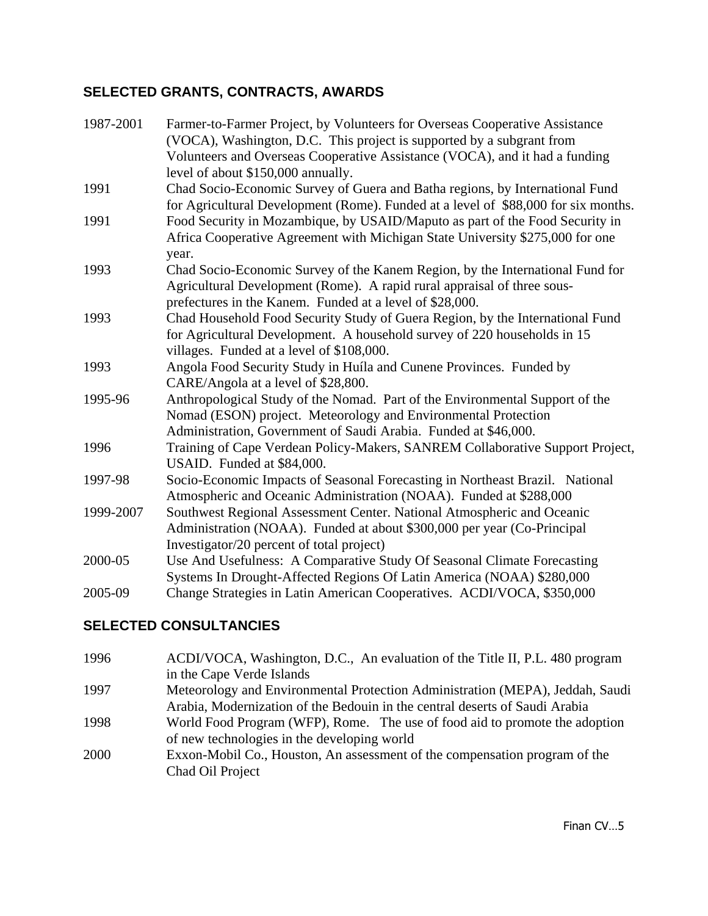## SELECTED GRANTS, CONTRACTS, AWARDS

| | |
|---|---|
| 1987-2001 | Farmer-to-Farmer Project, by Volunteers for Overseas Cooperative Assistance (VOCA), Washington, D.C. This project is supported by a subgrant from Volunteers and Overseas Cooperative Assistance (VOCA), and it had a funding level of about $150,000 annually. |
| 1991 | Chad Socio-Economic Survey of Guera and Batha regions, by International Fund for Agricultural Development (Rome). Funded at a level of $88,000 for six months. |
| 1991 | Food Security in Mozambique, by USAID/Maputo as part of the Food Security in Africa Cooperative Agreement with Michigan State University $275,000 for one year. |
| 1993 | Chad Socio-Economic Survey of the Kanem Region, by the International Fund for Agricultural Development (Rome). A rapid rural appraisal of three sous-prefectures in the Kanem. Funded at a level of $28,000. |
| 1993 | Chad Household Food Security Study of Guera Region, by the International Fund for Agricultural Development. A household survey of 220 households in 15 villages. Funded at a level of $108,000. |
| 1993 | Angola Food Security Study in Huíla and Cunene Provinces. Funded by CARE/Angola at a level of $28,800. |
| 1995-96 | Anthropological Study of the Nomad. Part of the Environmental Support of the Nomad (ESON) project. Meteorology and Environmental Protection Administration, Government of Saudi Arabia. Funded at $46,000. |
| 1996 | Training of Cape Verdean Policy-Makers, SANREM Collaborative Support Project, USAID. Funded at $84,000. |
| 1997-98 | Socio-Economic Impacts of Seasonal Forecasting in Northeast Brazil. National Atmospheric and Oceanic Administration (NOAA). Funded at $288,000 |
| 1999-2007 | Southwest Regional Assessment Center. National Atmospheric and Oceanic Administration (NOAA). Funded at about $300,000 per year (Co-Principal Investigator/20 percent of total project) |
| 2000-05 | Use And Usefulness: A Comparative Study Of Seasonal Climate Forecasting Systems In Drought-Affected Regions Of Latin America (NOAA) $280,000 |
| 2005-09 | Change Strategies in Latin American Cooperatives. ACDI/VOCA, $350,000 |

## SELECTED CONSULTANCIES

| | |
|---|---|
| 1996 | ACDI/VOCA, Washington, D.C., An evaluation of the Title II, P.L. 480 program in the Cape Verde Islands |
| 1997 | Meteorology and Environmental Protection Administration (MEPA), Jeddah, Saudi Arabia, Modernization of the Bedouin in the central deserts of Saudi Arabia |
| 1998 | World Food Program (WFP), Rome. The use of food aid to promote the adoption of new technologies in the developing world |
| 2000 | Exxon-Mobil Co., Houston, An assessment of the compensation program of the Chad Oil Project |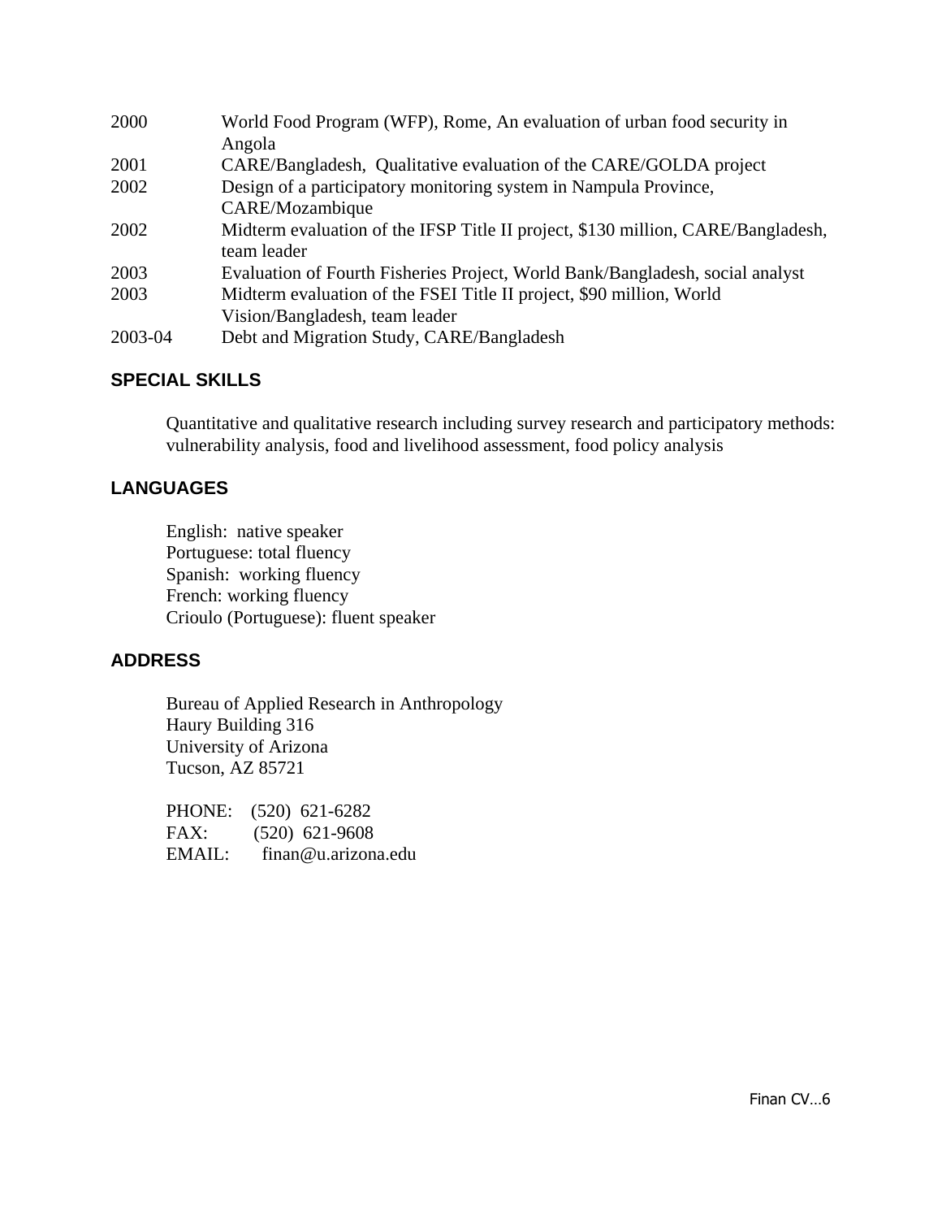| | |
|---|---|
| 2000 | World Food Program (WFP), Rome, An evaluation of urban food security in Angola |
| 2001 | CARE/Bangladesh, Qualitative evaluation of the CARE/GOLDA project |
| 2002 | Design of a participatory monitoring system in Nampula Province, CARE/Mozambique |
| 2002 | Midterm evaluation of the IFSP Title II project, $130 million, CARE/Bangladesh, team leader |
| 2003 | Evaluation of Fourth Fisheries Project, World Bank/Bangladesh, social analyst |
| 2003 | Midterm evaluation of the FSEI Title II project, $90 million, World Vision/Bangladesh, team leader |
| 2003-04 | Debt and Migration Study, CARE/Bangladesh |

## SPECIAL SKILLS

Quantitative and qualitative research including survey research and participatory methods: vulnerability analysis, food and livelihood assessment, food policy analysis

## LANGUAGES

English: native speaker
Portuguese: total fluency
Spanish: working fluency
French: working fluency
Crioulo (Portuguese): fluent speaker

## ADDRESS

Bureau of Applied Research in Anthropology
Haury Building 316
University of Arizona
Tucson, AZ 85721

PHONE: (520) 621-6282
FAX: (520) 621-9608
EMAIL: finan@u.arizona.edu